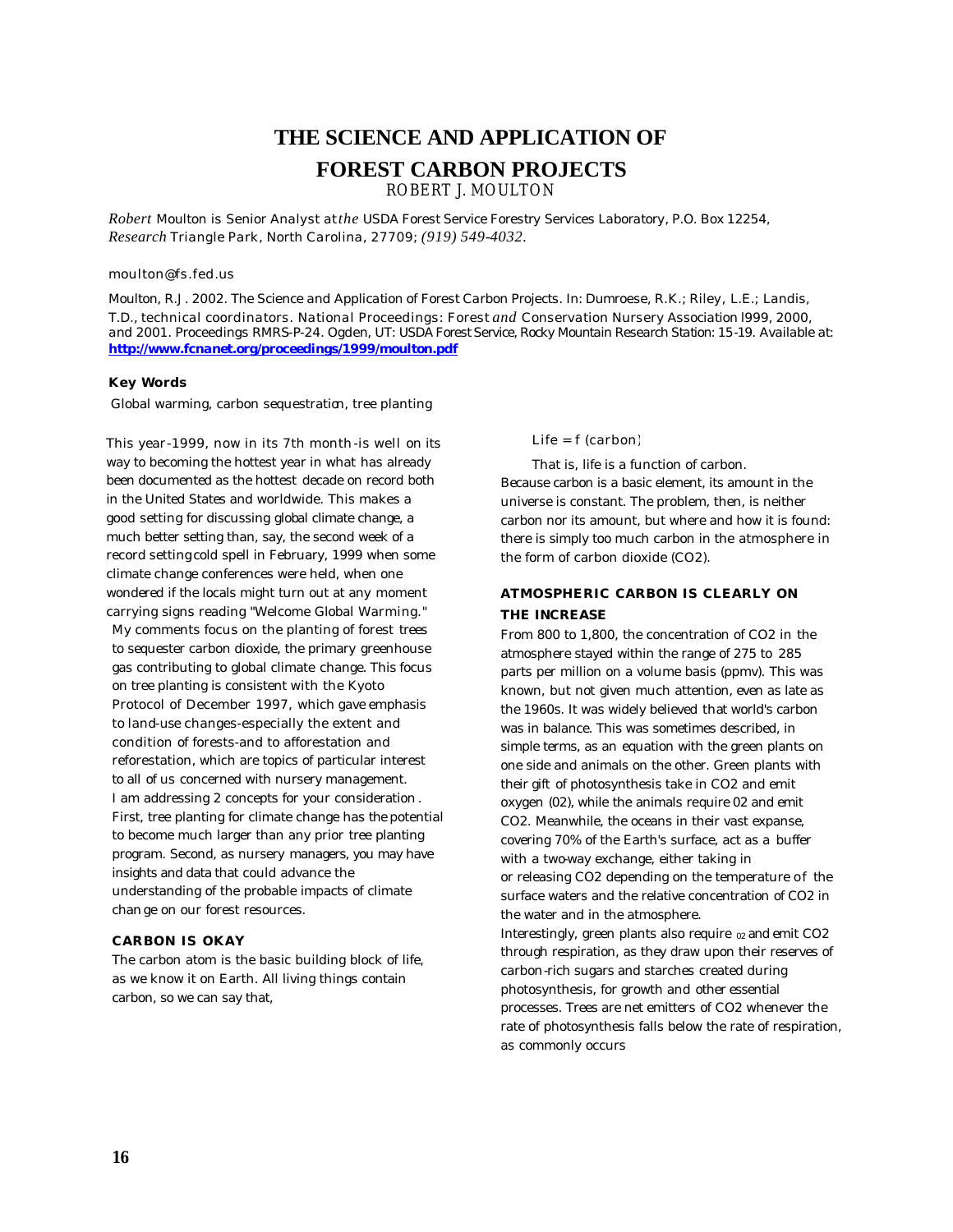# THE SCIENCE AND APPLICATION OF FOREST CARBON PROJECTS

ROBERT J. MOULTON

*Robert* Moulton is Senior Analyst at *the* USDA Forest Service Forestry Services Laboratory, P.O. Box 12254, *Research* Triangle Park, North Carolina, 27709; *(919) 549-4032*.

moulton@fs.fed.us

Moulton, R.J. 2002. The Science and Application of Forest Carbon Projects. In: Dumroese, R.K.; Riley, L.E.; Landis, T.D., technical coordinators. National Proceedings: Forest *and* Conservation Nursery Association l999, 2000, and 2001. Proceedings RMRS-P-24. Ogden, UT: USDA Forest Service, Rocky Mountain Research Station: 15-19. Available at: **http://www.fcnanet.org/proceedings/1999/moulton.pdf**

**Key Words**

Global warming, carbon sequestration, tree planting

This year-1999, now in its 7th month-is well on its way to becoming the hottest year in what has already been documented as the hottest decade on record both in the United States and worldwide. This makes a good setting for discussing global climate change, a much better setting than, say, the second week of a record setting cold spell in February, 1999 when some climate change conferences were held, when one wondered if the locals might turn out at any moment carrying signs reading "Welcome Global Warming."

My comments focus on the planting of forest trees to sequester carbon dioxide, the primary greenhouse gas contributing to global climate change. This focus on tree planting is consistent with the Kyoto Protocol of December 1997, which gave emphasis to land-use changes-especially the extent and condition of forests-and to afforestation and reforestation, which are topics of particular interest to all of us concerned with nursery management.

I am addressing 2 concepts for your consideration. First, tree planting for climate change has the potential to become much larger than any prior tree planting program. Second, as nursery managers, you may have insights and data that could advance the understanding of the probable impacts of climate change on our forest resources.

## CARBON IS OKAY

The carbon atom is the basic building block of life, as we know it on Earth. All living things contain carbon, so we can say that,

$$\text{Life} = f\ (\text{carbon})$$

That is, life is a function of carbon.

Because carbon is a basic element, its amount in the universe is constant. The problem, then, is neither carbon nor its amount, but where and how it is found: there is simply too much carbon in the atmosphere in the form of carbon dioxide ($CO_2$).

## ATMOSPHERIC CARBON IS CLEARLY ON THE INCREASE

From 800 to 1,800, the concentration of $CO_2$ in the atmosphere stayed within the range of 275 to 285 parts per million on a volume basis (ppmv). This was known, but not given much attention, even as late as the 1960s. It was widely believed that world's carbon was in balance. This was sometimes described, in simple terms, as an equation with the green plants on one side and animals on the other. Green plants with their gift of photosynthesis take in $CO_2$ and emit oxygen ($O_2$), while the animals require $O_2$ and emit $CO_2$. Meanwhile, the oceans in their vast expanse, covering 70% of the Earth's surface, act as a buffer with a two-way exchange, either taking in or releasing $CO_2$ depending on the temperature of the surface waters and the relative concentration of $CO_2$ in the water and in the atmosphere.

Interestingly, green plants also require $O_2$ and emit $CO_2$ through respiration, as they draw upon their reserves of carbon-rich sugars and starches created during photosynthesis, for growth and other essential processes. Trees are net emitters of $CO_2$ whenever the rate of photosynthesis falls below the rate of respiration, as commonly occurs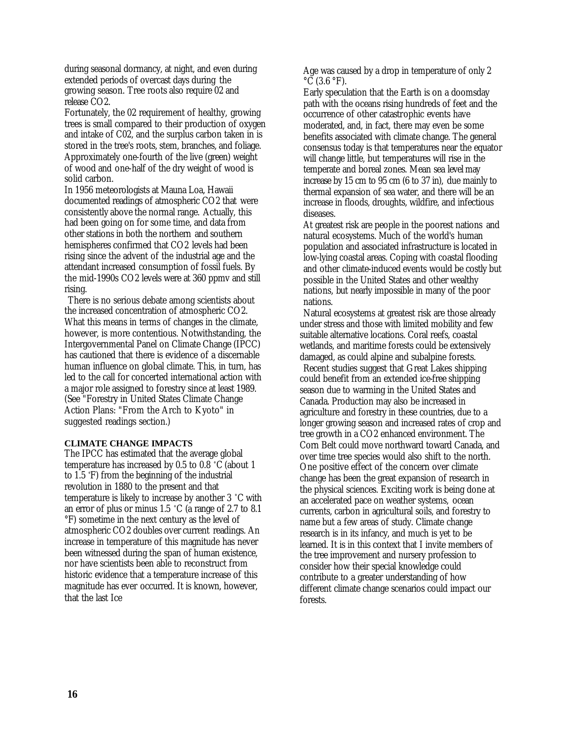during seasonal dormancy, at night, and even during extended periods of overcast days during the growing season. Tree roots also require 02 and release $CO_2$.

Fortunately, the 02 requirement of healthy, growing trees is small compared to their production of oxygen and intake of C02, and the surplus carbon taken in is stored in the tree's roots, stem, branches, and foliage. Approximately one-fourth of the live (green) weight of wood and one-half of the dry weight of wood is solid carbon.

In 1956 meteorologists at Mauna Loa, Hawaii documented readings of atmospheric $CO_2$ that were consistently above the normal range. Actually, this had been going on for some time, and data from other stations in both the northern and southern hemispheres confirmed that $CO_2$ levels had been rising since the advent of the industrial age and the attendant increased consumption of fossil fuels. By the mid-1990s $CO_2$ levels were at 360 ppmv and still rising.

There is no serious debate among scientists about the increased concentration of atmospheric $CO_2$. What this means in terms of changes in the climate, however, is more contentious. Notwithstanding, the Intergovernmental Panel on Climate Change (IPCC) has cautioned that there is evidence of a discernable human influence on global climate. This, in turn, has led to the call for concerted international action with a major role assigned to forestry since at least 1989. (See "Forestry in United States Climate Change Action Plans: "From the Arch to Kyoto" in suggested readings section.)

## CLIMATE CHANGE IMPACTS

The IPCC has estimated that the average global temperature has increased by 0.5 to 0.8 °C (about 1 to 1.5 °F) from the beginning of the industrial revolution in 1880 to the present and that temperature is likely to increase by another 3 °C with an error of plus or minus 1.5 °C (a range of 2.7 to 8.1 °F) sometime in the next century as the level of atmospheric $CO_2$ doubles over current readings. An increase in temperature of this magnitude has never been witnessed during the span of human existence, nor have scientists been able to reconstruct from historic evidence that a temperature increase of this magnitude has ever occurred. It is known, however, that the last Ice Age was caused by a drop in temperature of only 2 °C (3.6 °F).

Early speculation that the Earth is on a doomsday path with the oceans rising hundreds of feet and the occurrence of other catastrophic events have moderated, and, in fact, there may even be some benefits associated with climate change. The general consensus today is that temperatures near the equator will change little, but temperatures will rise in the temperate and boreal zones. Mean sea level may increase by 15 cm to 95 cm (6 to 37 in), due mainly to thermal expansion of sea water, and there will be an increase in floods, droughts, wildfire, and infectious diseases.

At greatest risk are people in the poorest nations and natural ecosystems. Much of the world's human population and associated infrastructure is located in low-lying coastal areas. Coping with coastal flooding and other climate-induced events would be costly but possible in the United States and other wealthy nations, but nearly impossible in many of the poor nations.

Natural ecosystems at greatest risk are those already under stress and those with limited mobility and few suitable alternative locations. Coral reefs, coastal wetlands, and maritime forests could be extensively damaged, as could alpine and subalpine forests.

Recent studies suggest that Great Lakes shipping could benefit from an extended ice-free shipping season due to warming in the United States and Canada. Production may also be increased in agriculture and forestry in these countries, due to a longer growing season and increased rates of crop and tree growth in a $CO_2$ enhanced environment. The Corn Belt could move northward toward Canada, and over time tree species would also shift to the north. One positive effect of the concern over climate change has been the great expansion of research in the physical sciences. Exciting work is being done at an accelerated pace on weather systems, ocean currents, carbon in agricultural soils, and forestry to name but a few areas of study. Climate change research is in its infancy, and much is yet to be learned. It is in this context that I invite members of the tree improvement and nursery profession to consider how their special knowledge could contribute to a greater understanding of how different climate change scenarios could impact our forests.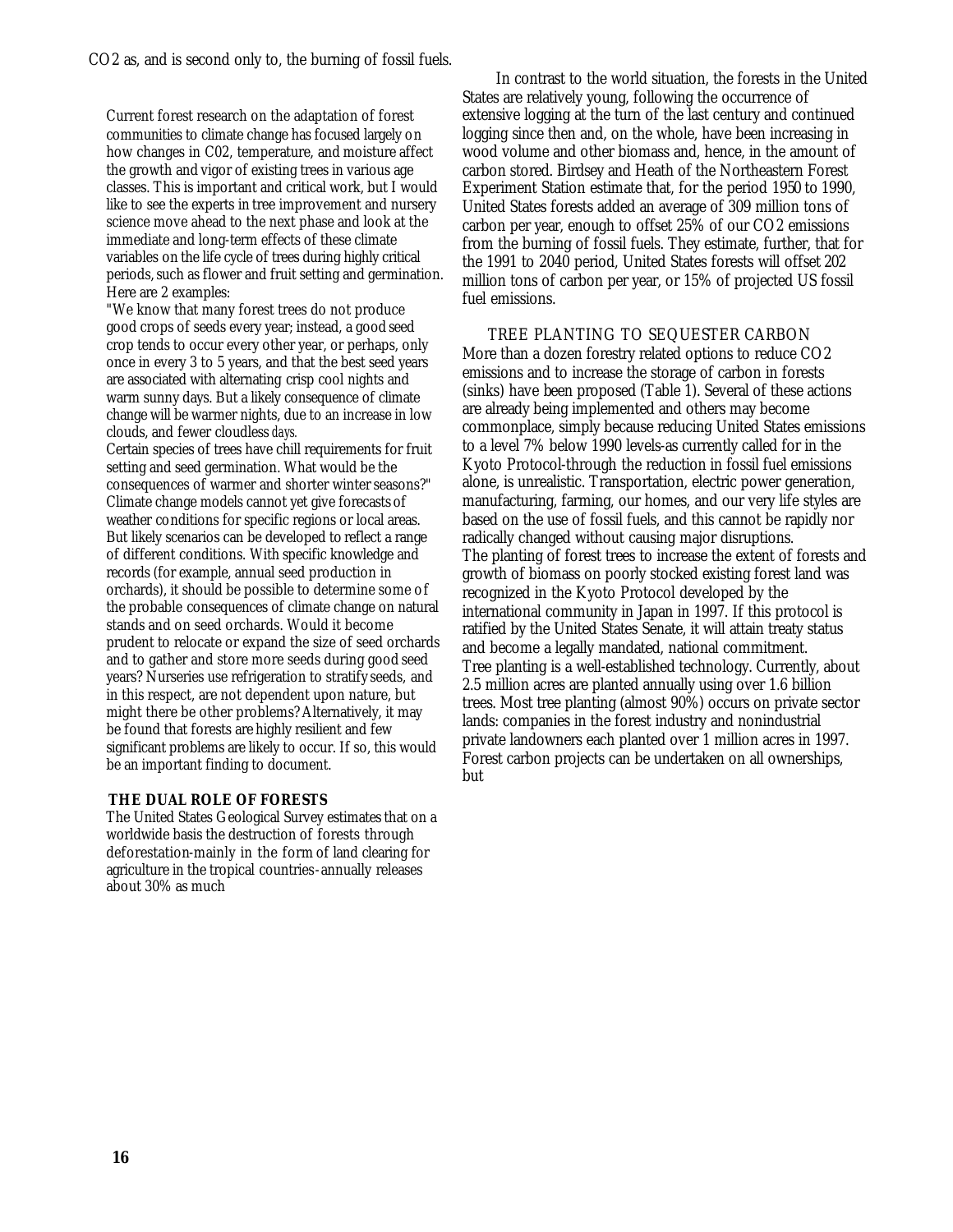$CO_2$ as, and is second only to, the burning of fossil fuels.

Current forest research on the adaptation of forest communities to climate change has focused largely on how changes in C02, temperature, and moisture affect the growth and vigor of existing trees in various age classes. This is important and critical work, but I would like to see the experts in tree improvement and nursery science move ahead to the next phase and look at the immediate and long-term effects of these climate variables on the life cycle of trees during highly critical periods, such as flower and fruit setting and germination. Here are 2 examples:

"We know that many forest trees do not produce good crops of seeds every year; instead, a good seed crop tends to occur every other year, or perhaps, only once in every 3 to 5 years, and that the best seed years are associated with alternating crisp cool nights and warm sunny days. But a likely consequence of climate change will be warmer nights, due to an increase in low clouds, and fewer cloudless days.

Certain species of trees have chill requirements for fruit setting and seed germination. What would be the consequences of warmer and shorter winter seasons?"

Climate change models cannot yet give forecasts of weather conditions for specific regions or local areas. But likely scenarios can be developed to reflect a range of different conditions. With specific knowledge and records (for example, annual seed production in orchards), it should be possible to determine some of the probable consequences of climate change on natural stands and on seed orchards. Would it become prudent to relocate or expand the size of seed orchards and to gather and store more seeds during good seed years? Nurseries use refrigeration to stratify seeds, and in this respect, are not dependent upon nature, but might there be other problems? Alternatively, it may be found that forests are highly resilient and few significant problems are likely to occur. If so, this would be an important finding to document.

## THE DUAL ROLE OF FORESTS

The United States Geological Survey estimates that on a worldwide basis the destruction of forests through deforestation-mainly in the form of land clearing for agriculture in the tropical countries-annually releases about 30% as much

In contrast to the world situation, the forests in the United States are relatively young, following the occurrence of extensive logging at the turn of the last century and continued logging since then and, on the whole, have been increasing in wood volume and other biomass and, hence, in the amount of carbon stored. Birdsey and Heath of the Northeastern Forest Experiment Station estimate that, for the period 1950 to 1990, United States forests added an average of 309 million tons of carbon per year, enough to offset 25% of our $CO_2$ emissions from the burning of fossil fuels. They estimate, further, that for the 1991 to 2040 period, United States forests will offset 202 million tons of carbon per year, or 15% of projected US fossil fuel emissions.

## TREE PLANTING TO SEQUESTER CARBON

More than a dozen forestry related options to reduce $CO_2$ emissions and to increase the storage of carbon in forests (sinks) have been proposed (Table 1). Several of these actions are already being implemented and others may become commonplace, simply because reducing United States emissions to a level 7% below 1990 levels-as currently called for in the Kyoto Protocol-through the reduction in fossil fuel emissions alone, is unrealistic. Transportation, electric power generation, manufacturing, farming, our homes, and our very life styles are based on the use of fossil fuels, and this cannot be rapidly nor radically changed without causing major disruptions.

The planting of forest trees to increase the extent of forests and growth of biomass on poorly stocked existing forest land was recognized in the Kyoto Protocol developed by the international community in Japan in 1997. If this protocol is ratified by the United States Senate, it will attain treaty status and become a legally mandated, national commitment.

Tree planting is a well-established technology. Currently, about 2.5 million acres are planted annually using over 1.6 billion trees. Most tree planting (almost 90%) occurs on private sector lands: companies in the forest industry and nonindustrial private landowners each planted over 1 million acres in 1997. Forest carbon projects can be undertaken on all ownerships, but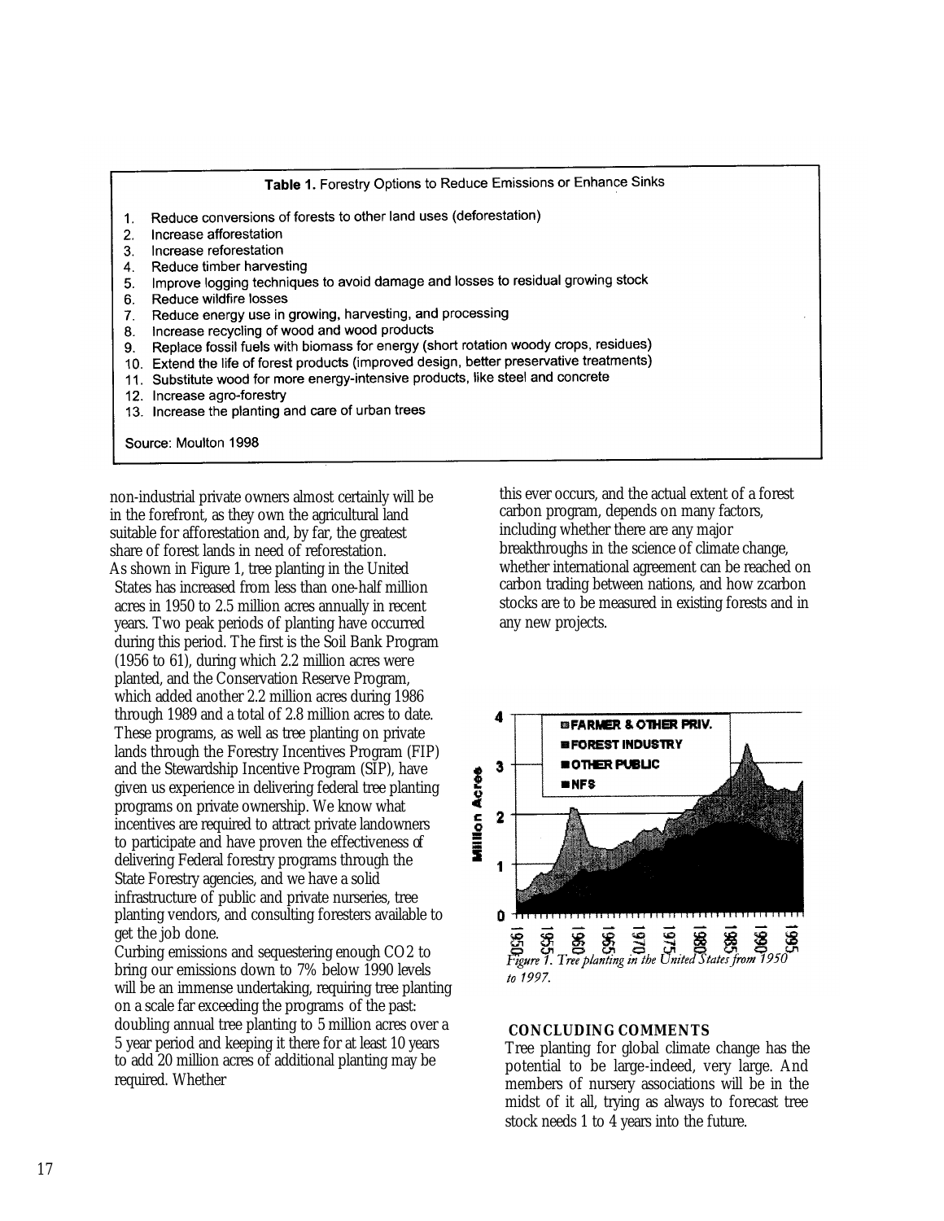**Table 1.** Forestry Options to Reduce Emissions or Enhance Sinks

1. Reduce conversions of forests to other land uses (deforestation)
2. Increase afforestation
3. Increase reforestation
4. Reduce timber harvesting
5. Improve logging techniques to avoid damage and losses to residual growing stock
6. Reduce wildfire losses
7. Reduce energy use in growing, harvesting, and processing
8. Increase recycling of wood and wood products
9. Replace fossil fuels with biomass for energy (short rotation woody crops, residues)
10. Extend the life of forest products (improved design, better preservative treatments)
11. Substitute wood for more energy-intensive products, like steel and concrete
12. Increase agro-forestry
13. Increase the planting and care of urban trees

Source: Moulton 1998

non-industrial private owners almost certainly will be in the forefront, as they own the agricultural land suitable for afforestation and, by far, the greatest share of forest lands in need of reforestation.

As shown in Figure 1, tree planting in the United States has increased from less than one-half million acres in 1950 to 2.5 million acres annually in recent years. Two peak periods of planting have occurred during this period. The first is the Soil Bank Program (1956 to 61), during which 2.2 million acres were planted, and the Conservation Reserve Program, which added another 2.2 million acres during 1986 through 1989 and a total of 2.8 million acres to date. These programs, as well as tree planting on private lands through the Forestry Incentives Program (FIP) and the Stewardship Incentive Program (SIP), have given us experience in delivering federal tree planting programs on private ownership. We know what incentives are required to attract private landowners to participate and have proven the effectiveness of delivering Federal forestry programs through the State Forestry agencies, and we have a solid infrastructure of public and private nurseries, tree planting vendors, and consulting foresters available to get the job done.

Curbing emissions and sequestering enough $CO_2$ to bring our emissions down to 7% below 1990 levels will be an immense undertaking, requiring tree planting on a scale far exceeding the programs of the past: doubling annual tree planting to 5 million acres over a 5 year period and keeping it there for at least 10 years to add 20 million acres of additional planting may be required. Whether this ever occurs, and the actual extent of a forest carbon program, depends on many factors, including whether there are any major breakthroughs in the science of climate change, whether international agreement can be reached on carbon trading between nations, and how zcarbon stocks are to be measured in existing forests and in any new projects.

*Figure 1. Tree planting in the United States from 1950 to 1997.*

## CONCLUDING COMMENTS

Tree planting for global climate change has the potential to be large-indeed, very large. And members of nursery associations will be in the midst of it all, trying as always to forecast tree stock needs 1 to 4 years into the future.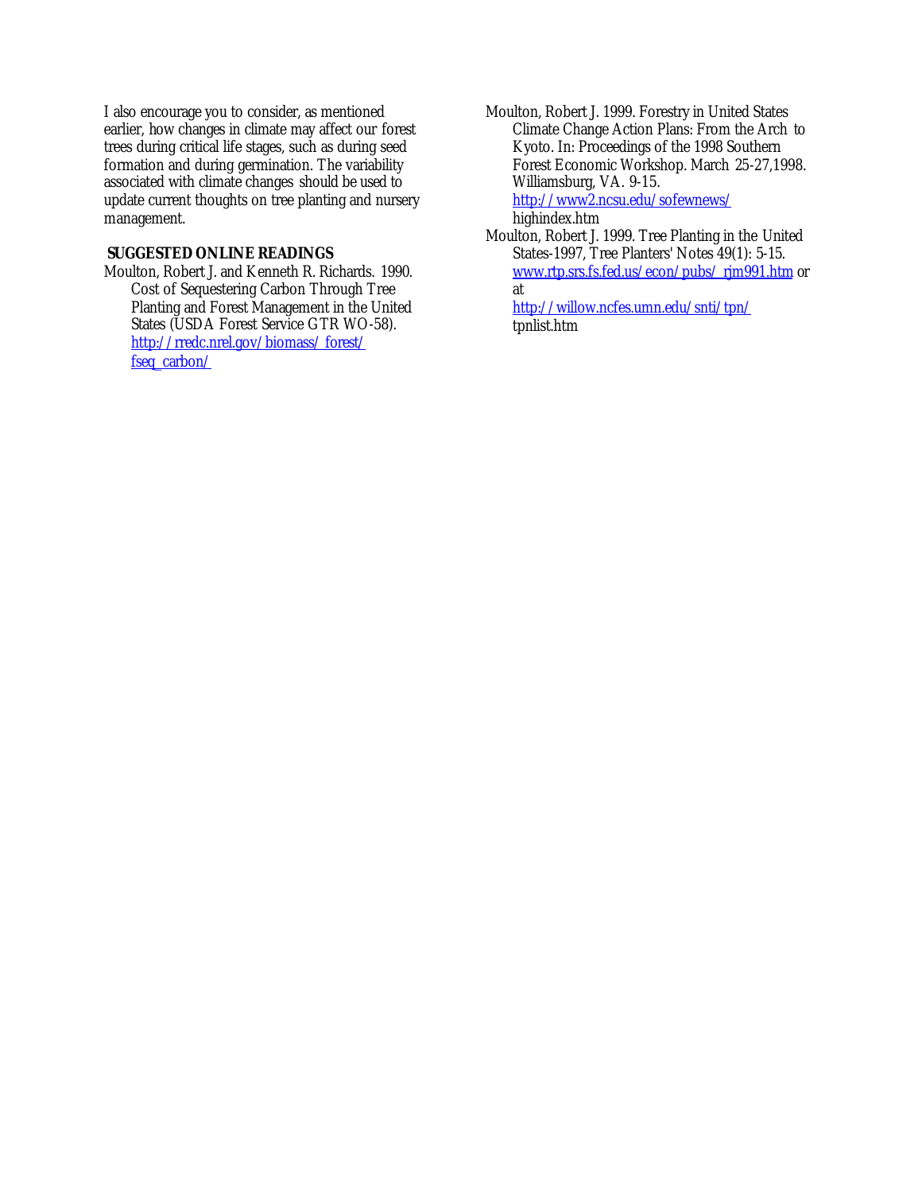I also encourage you to consider, as mentioned earlier, how changes in climate may affect our forest trees during critical life stages, such as during seed formation and during germination. The variability associated with climate changes should be used to update current thoughts on tree planting and nursery management.

**SUGGESTED ONLINE READINGS**

Moulton, Robert J. and Kenneth R. Richards. 1990. Cost of Sequestering Carbon Through Tree Planting and Forest Management in the United States (USDA Forest Service GTR WO-58). http://rredc.nrel.gov/biomass/forest/fseq_carbon/

Moulton, Robert J. 1999. Forestry in United States Climate Change Action Plans: From the Arch to Kyoto. In: Proceedings of the 1998 Southern Forest Economic Workshop. March 25-27,1998. Williamsburg, VA. 9-15. http://www2.ncsu.edu/sofewnews/highindex.htm

Moulton, Robert J. 1999. Tree Planting in the United States-1997, Tree Planters' Notes 49(1): 5-15. www.rtp.srs.fs.fed.us/econ/pubs/rjm991.htm or at http://willow.ncfes.umn.edu/snti/tpn/tpnlist.htm